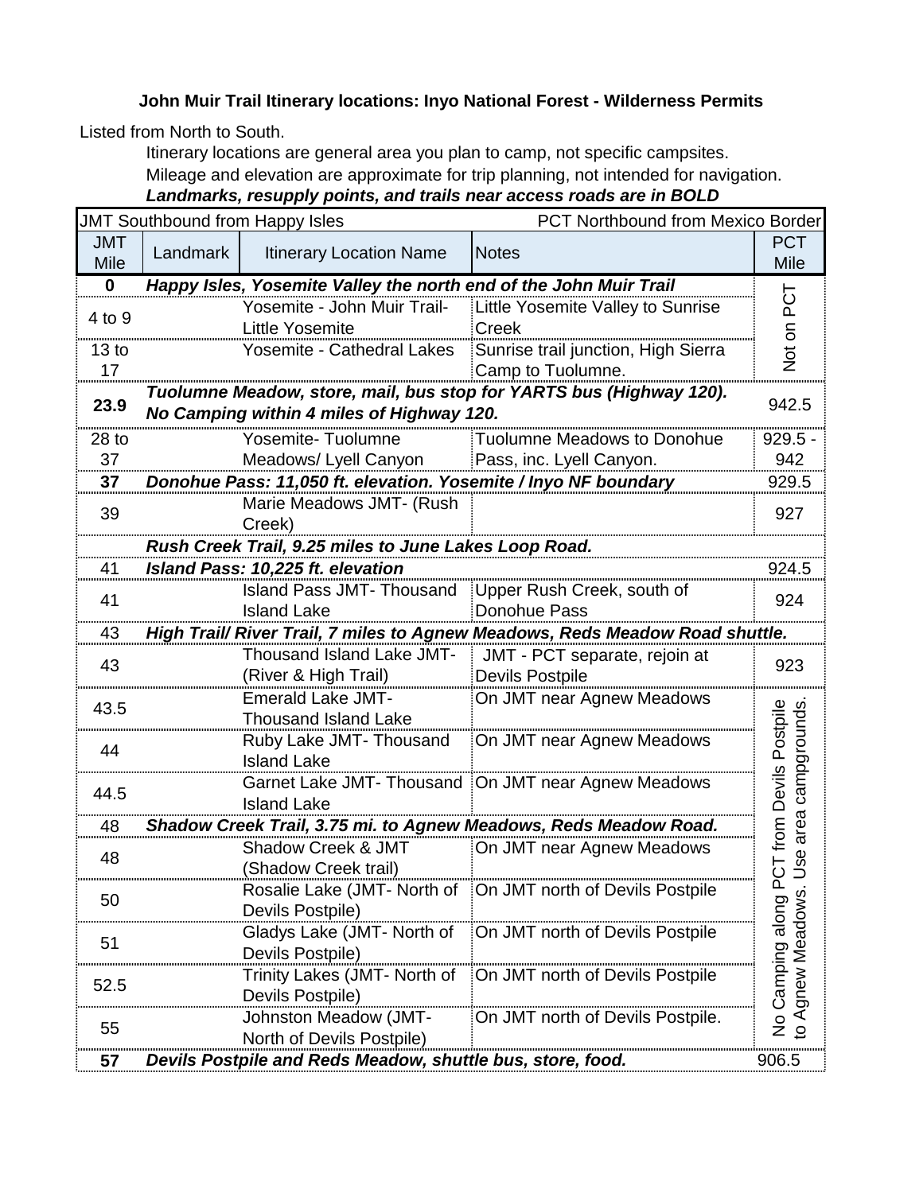**John Muir Trail Itinerary locations: Inyo National Forest - Wilderness Permits**

Listed from North to South.

Itinerary locations are general area you plan to camp, not specific campsites.
Mileage and elevation are approximate for trip planning, not intended for navigation.
***Landmarks, resupply points, and trails near access roads are in BOLD***

| JMT Southbound from Happy Isles | | | PCT Northbound from Mexico Border | |
|---|---|---|---|---|
| JMT Mile | Landmark | Itinerary Location Name | Notes | PCT Mile |
| **0** | ***Happy Isles, Yosemite Valley the north end of the John Muir Trail*** | | | Not on PCT |
| 4 to 9 | | Yosemite - John Muir Trail- Little Yosemite | Little Yosemite Valley to Sunrise Creek | Not on PCT |
| 13 to 17 | | Yosemite - Cathedral Lakes | Sunrise trail junction, High Sierra Camp to Tuolumne. | Not on PCT |
| **23.9** | ***Tuolumne Meadow, store, mail, bus stop for YARTS bus (Highway 120). No Camping within 4 miles of Highway 120.*** | | | 942.5 |
| 28 to 37 | | Yosemite- Tuolumne Meadows/ Lyell Canyon | Tuolumne Meadows to Donohue Pass, inc. Lyell Canyon. | 929.5 - 942 |
| **37** | ***Donohue Pass: 11,050 ft. elevation. Yosemite / Inyo NF boundary*** | | | 929.5 |
| 39 | | Marie Meadows JMT- (Rush Creek) | | 927 |
| | ***Rush Creek Trail, 9.25 miles to June Lakes Loop Road.*** | | | |
| 41 | ***Island Pass: 10,225 ft. elevation*** | | | 924.5 |
| 41 | | Island Pass JMT- Thousand Island Lake | Upper Rush Creek, south of Donohue Pass | 924 |
| 43 | ***High Trail/ River Trail, 7 miles to Agnew Meadows, Reds Meadow Road shuttle.*** | | | |
| 43 | | Thousand Island Lake JMT- (River & High Trail) | JMT - PCT separate, rejoin at Devils Postpile | 923 |
| 43.5 | | Emerald Lake JMT- Thousand Island Lake | On JMT near Agnew Meadows | No Camping along PCT from Devils Postpile to Agnew Meadows. Use area campgrounds. |
| 44 | | Ruby Lake JMT- Thousand Island Lake | On JMT near Agnew Meadows | |
| 44.5 | | Garnet Lake JMT- Thousand Island Lake | On JMT near Agnew Meadows | |
| 48 | ***Shadow Creek Trail, 3.75 mi. to Agnew Meadows, Reds Meadow Road.*** | | | |
| 48 | | Shadow Creek & JMT (Shadow Creek trail) | On JMT near Agnew Meadows | |
| 50 | | Rosalie Lake (JMT- North of Devils Postpile) | On JMT north of Devils Postpile | |
| 51 | | Gladys Lake (JMT- North of Devils Postpile) | On JMT north of Devils Postpile | |
| 52.5 | | Trinity Lakes (JMT- North of Devils Postpile) | On JMT north of Devils Postpile | |
| 55 | | Johnston Meadow (JMT- North of Devils Postpile) | On JMT north of Devils Postpile. | |
| **57** | ***Devils Postpile and Reds Meadow, shuttle bus, store, food.*** | | | 906.5 |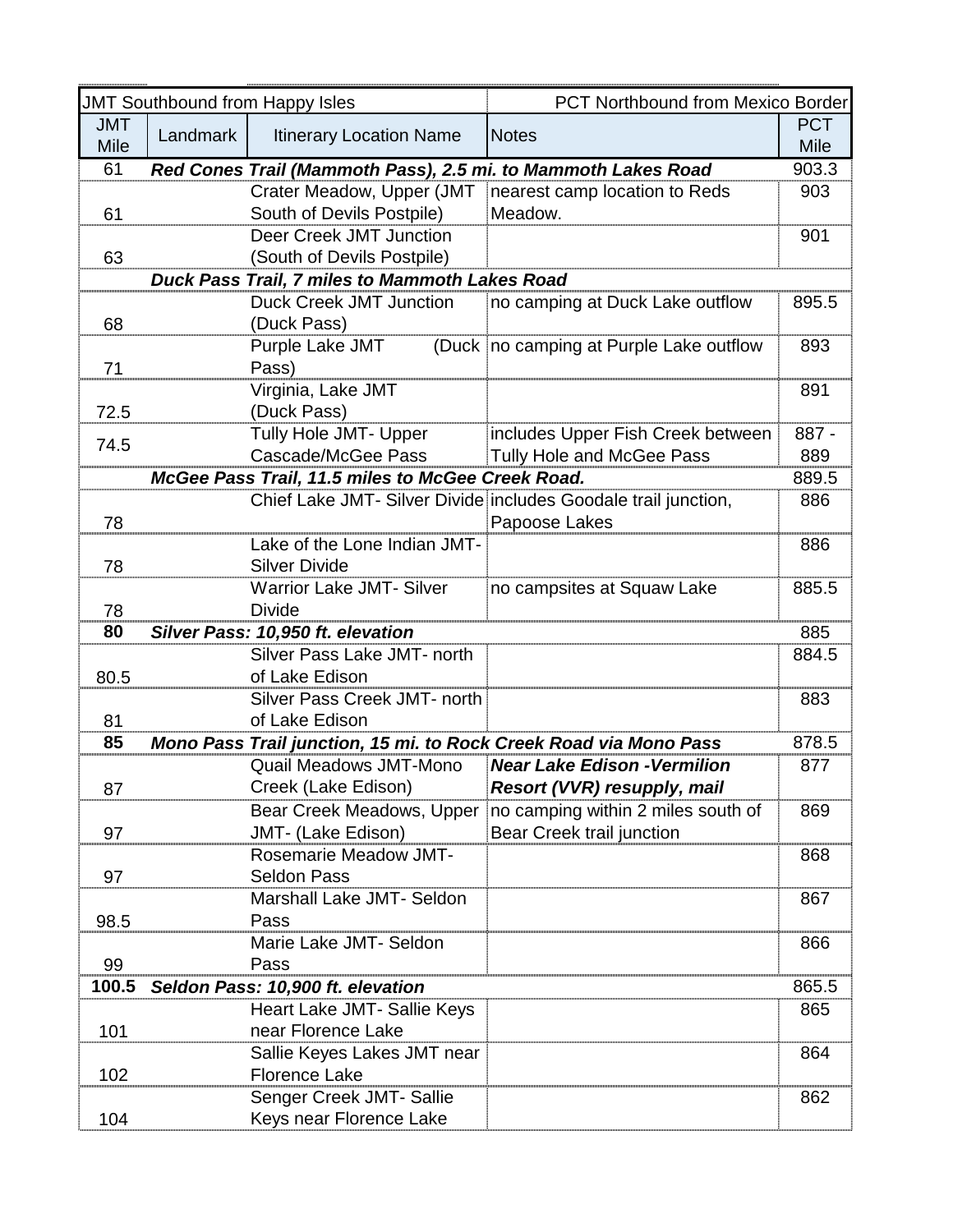| JMT Southbound from Happy Isles | | | PCT Northbound from Mexico Border | |
|---|---|---|---|---|
| JMT Mile | Landmark | Itinerary Location Name | Notes | PCT Mile |
| 61 | ***Red Cones Trail (Mammoth Pass), 2.5 mi. to Mammoth Lakes Road*** | | | 903.3 |
| 61 | | Crater Meadow, Upper (JMT South of Devils Postpile) | nearest camp location to Reds Meadow. | 903 |
| 63 | | Deer Creek JMT Junction (South of Devils Postpile) | | 901 |
| | ***Duck Pass Trail, 7 miles to Mammoth Lakes Road*** | | | |
| 68 | | Duck Creek JMT Junction (Duck Pass) | no camping at Duck Lake outflow | 895.5 |
| 71 | | Purple Lake JMT (Duck Pass) | no camping at Purple Lake outflow | 893 |
| 72.5 | | Virginia, Lake JMT (Duck Pass) | | 891 |
| 74.5 | | Tully Hole JMT- Upper Cascade/McGee Pass | includes Upper Fish Creek between Tully Hole and McGee Pass | 887 - 889 |
| | ***McGee Pass Trail, 11.5 miles to McGee Creek Road.*** | | | 889.5 |
| 78 | | Chief Lake JMT- Silver Divide | includes Goodale trail junction, Papoose Lakes | 886 |
| 78 | | Lake of the Lone Indian JMT- Silver Divide | | 886 |
| 78 | | Warrior Lake JMT- Silver Divide | no campsites at Squaw Lake | 885.5 |
| **80** | ***Silver Pass: 10,950 ft. elevation*** | | | 885 |
| 80.5 | | Silver Pass Lake JMT- north of Lake Edison | | 884.5 |
| 81 | | Silver Pass Creek JMT- north of Lake Edison | | 883 |
| **85** | ***Mono Pass Trail junction, 15 mi. to Rock Creek Road via Mono Pass*** | | | 878.5 |
| 87 | | Quail Meadows JMT-Mono Creek (Lake Edison) | ***Near Lake Edison -Vermilion Resort (VVR) resupply, mail*** | 877 |
| 97 | | Bear Creek Meadows, Upper JMT- (Lake Edison) | no camping within 2 miles south of Bear Creek trail junction | 869 |
| 97 | | Rosemarie Meadow JMT- Seldon Pass | | 868 |
| 98.5 | | Marshall Lake JMT- Seldon Pass | | 867 |
| 99 | | Marie Lake JMT- Seldon Pass | | 866 |
| **100.5** | ***Seldon Pass: 10,900 ft. elevation*** | | | 865.5 |
| 101 | | Heart Lake JMT- Sallie Keys near Florence Lake | | 865 |
| 102 | | Sallie Keyes Lakes JMT near Florence Lake | | 864 |
| 104 | | Senger Creek JMT- Sallie Keys near Florence Lake | | 862 |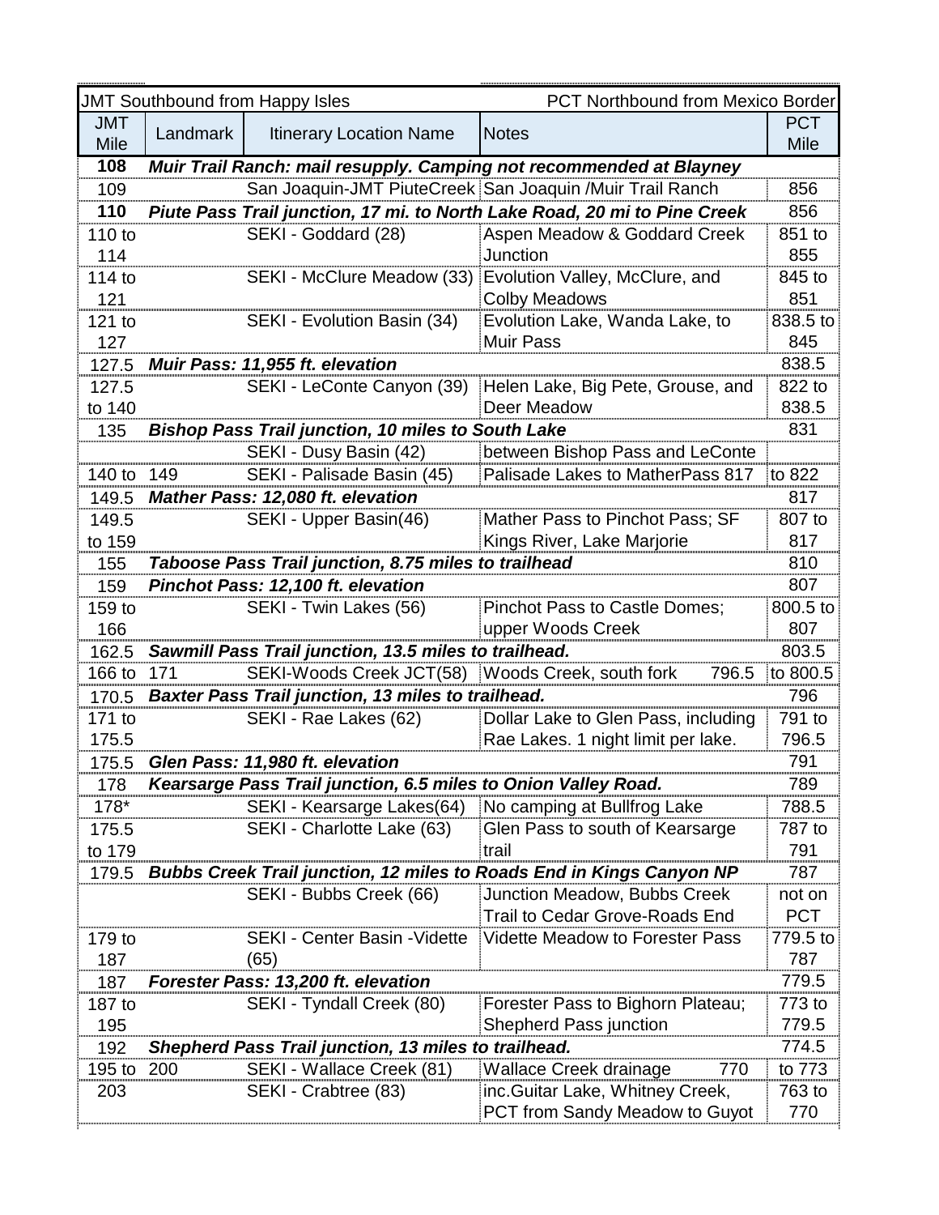| JMT Southbound from Happy Isles | | | PCT Northbound from Mexico Border | |
|---|---|---|---|---|
| JMT Mile | Landmark | Itinerary Location Name | Notes | PCT Mile |
| **108** | ***Muir Trail Ranch: mail resupply. Camping not recommended at Blayney*** | | | |
| 109 | | San Joaquin-JMT PiuteCreek | San Joaquin /Muir Trail Ranch | 856 |
| **110** | ***Piute Pass Trail junction, 17 mi. to North Lake Road, 20 mi to Pine Creek*** | | | 856 |
| 110 to 114 | | SEKI - Goddard (28) | Aspen Meadow & Goddard Creek Junction | 851 to 855 |
| 114 to 121 | | SEKI - McClure Meadow (33) | Evolution Valley, McClure, and Colby Meadows | 845 to 851 |
| 121 to 127 | | SEKI - Evolution Basin (34) | Evolution Lake, Wanda Lake, to Muir Pass | 838.5 to 845 |
| 127.5 | ***Muir Pass: 11,955 ft. elevation*** | | | 838.5 |
| 127.5 to 140 | | SEKI - LeConte Canyon (39) | Helen Lake, Big Pete, Grouse, and Deer Meadow | 822 to 838.5 |
| 135 | ***Bishop Pass Trail junction, 10 miles to South Lake*** | | | 831 |
| | | SEKI - Dusy Basin (42) | between Bishop Pass and LeConte | |
| 140 to | 149 | SEKI - Palisade Basin (45) | Palisade Lakes to MatherPass 817 | to 822 |
| 149.5 | ***Mather Pass: 12,080 ft. elevation*** | | | 817 |
| 149.5 to 159 | | SEKI - Upper Basin(46) | Mather Pass to Pinchot Pass; SF Kings River, Lake Marjorie | 807 to 817 |
| 155 | ***Taboose Pass Trail junction, 8.75 miles to trailhead*** | | | 810 |
| 159 | ***Pinchot Pass: 12,100 ft. elevation*** | | | 807 |
| 159 to 166 | | SEKI - Twin Lakes (56) | Pinchot Pass to Castle Domes; upper Woods Creek | 800.5 to 807 |
| 162.5 | ***Sawmill Pass Trail junction, 13.5 miles to trailhead.*** | | | 803.5 |
| 166 to | 171 | SEKI-Woods Creek JCT(58) | Woods Creek, south fork 796.5 | to 800.5 |
| 170.5 | ***Baxter Pass Trail junction, 13 miles to trailhead.*** | | | 796 |
| 171 to 175.5 | | SEKI - Rae Lakes (62) | Dollar Lake to Glen Pass, including Rae Lakes. 1 night limit per lake. | 791 to 796.5 |
| 175.5 | ***Glen Pass: 11,980 ft. elevation*** | | | 791 |
| 178 | ***Kearsarge Pass Trail junction, 6.5 miles to Onion Valley Road.*** | | | 789 |
| 178* | | SEKI - Kearsarge Lakes(64) | No camping at Bullfrog Lake | 788.5 |
| 175.5 to 179 | | SEKI - Charlotte Lake (63) | Glen Pass to south of Kearsarge trail | 787 to 791 |
| 179.5 | ***Bubbs Creek Trail junction, 12 miles to Roads End in Kings Canyon NP*** | | | 787 |
| | | SEKI - Bubbs Creek (66) | Junction Meadow, Bubbs Creek Trail to Cedar Grove-Roads End | not on PCT |
| 179 to 187 | | SEKI - Center Basin -Vidette (65) | Vidette Meadow to Forester Pass | 779.5 to 787 |
| 187 | ***Forester Pass: 13,200 ft. elevation*** | | | 779.5 |
| 187 to 195 | | SEKI - Tyndall Creek (80) | Forester Pass to Bighorn Plateau; Shepherd Pass junction | 773 to 779.5 |
| 192 | ***Shepherd Pass Trail junction, 13 miles to trailhead.*** | | | 774.5 |
| 195 to | 200 | SEKI - Wallace Creek (81) | Wallace Creek drainage 770 | to 773 |
| 203 | | SEKI - Crabtree (83) | inc.Guitar Lake, Whitney Creek, PCT from Sandy Meadow to Guyot | 763 to 770 |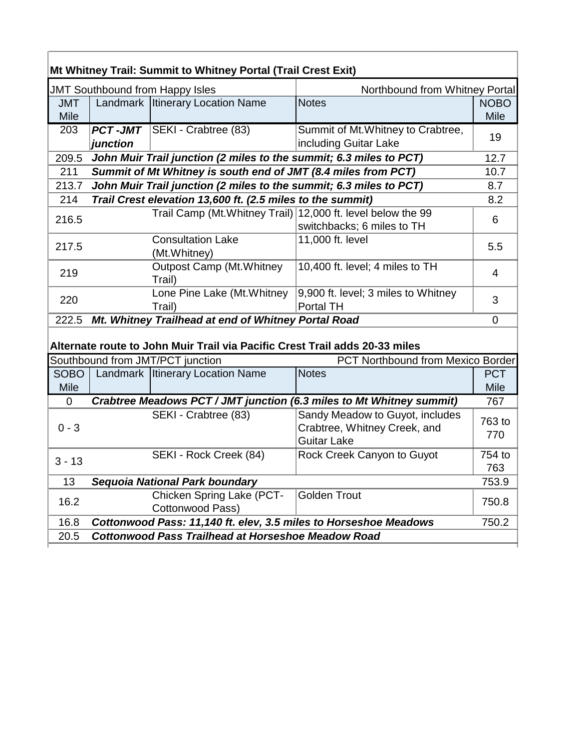## Mt Whitney Trail: Summit to Whitney Portal (Trail Crest Exit)

| JMT Southbound from Happy Isles | | | Northbound from Whitney Portal | |
|---|---|---|---|---|
| JMT Mile | Landmark | Itinerary Location Name | Notes | NOBO Mile |
| 203 | ***PCT -JMT junction*** | SEKI - Crabtree (83) | Summit of Mt.Whitney to Crabtree, including Guitar Lake | 19 |
| 209.5 | ***John Muir Trail junction (2 miles to the summit; 6.3 miles to PCT)*** | | | 12.7 |
| 211 | ***Summit of Mt Whitney is south end of JMT (8.4 miles from PCT)*** | | | 10.7 |
| 213.7 | ***John Muir Trail junction (2 miles to the summit; 6.3 miles to PCT)*** | | | 8.7 |
| 214 | ***Trail Crest elevation 13,600 ft. (2.5 miles to the summit)*** | | | 8.2 |
| 216.5 | | Trail Camp (Mt.Whitney Trail) | 12,000 ft. level below the 99 switchbacks; 6 miles to TH | 6 |
| 217.5 | | Consultation Lake (Mt.Whitney) | 11,000 ft. level | 5.5 |
| 219 | | Outpost Camp (Mt.Whitney Trail) | 10,400 ft. level; 4 miles to TH | 4 |
| 220 | | Lone Pine Lake (Mt.Whitney Trail) | 9,900 ft. level; 3 miles to Whitney Portal TH | 3 |
| 222.5 | ***Mt. Whitney Trailhead at end of Whitney Portal Road*** | | | 0 |

## Alternate route to John Muir Trail via Pacific Crest Trail adds 20-33 miles

| Southbound from JMT/PCT junction | | | PCT Northbound from Mexico Border | |
|---|---|---|---|---|
| SOBO Mile | Landmark | Itinerary Location Name | Notes | PCT Mile |
| 0 | ***Crabtree Meadows PCT / JMT junction (6.3 miles to Mt Whitney summit)*** | | | 767 |
| 0 - 3 | | SEKI - Crabtree (83) | Sandy Meadow to Guyot, includes Crabtree, Whitney Creek, and Guitar Lake | 763 to 770 |
| 3 - 13 | | SEKI - Rock Creek (84) | Rock Creek Canyon to Guyot | 754 to 763 |
| 13 | ***Sequoia National Park boundary*** | | | 753.9 |
| 16.2 | | Chicken Spring Lake (PCT-Cottonwood Pass) | Golden Trout | 750.8 |
| 16.8 | ***Cottonwood Pass: 11,140 ft. elev, 3.5 miles to Horseshoe Meadows*** | | | 750.2 |
| 20.5 | ***Cottonwood Pass Trailhead at Horseshoe Meadow Road*** | | | |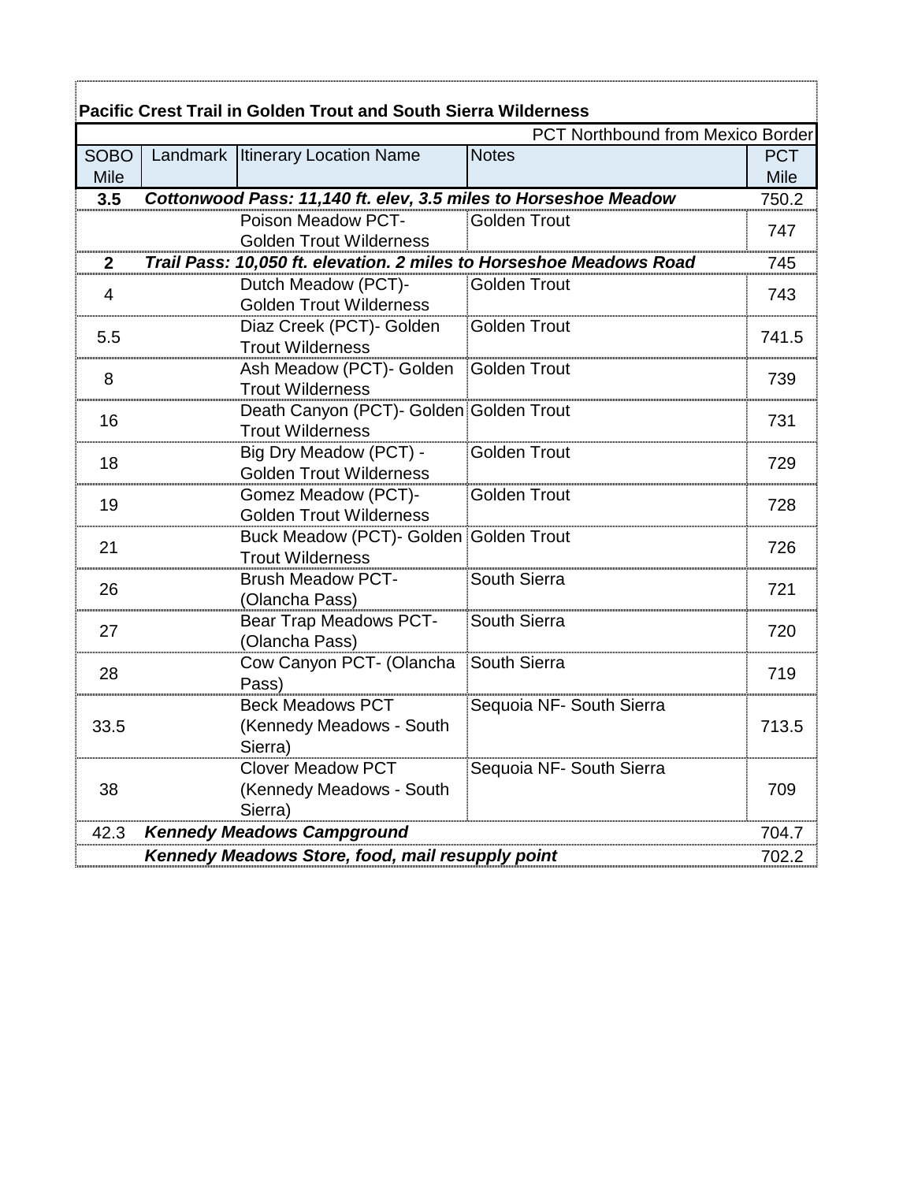**Pacific Crest Trail in Golden Trout and South Sierra Wilderness**

| | | | PCT Northbound from Mexico Border | |
|---|---|---|---|---|
| SOBO Mile | Landmark | Itinerary Location Name | Notes | PCT Mile |
| **3.5** | ***Cottonwood Pass: 11,140 ft. elev, 3.5 miles to Horseshoe Meadow*** | | | 750.2 |
| | | Poison Meadow PCT- Golden Trout Wilderness | Golden Trout | 747 |
| **2** | ***Trail Pass: 10,050 ft. elevation. 2 miles to Horseshoe Meadows Road*** | | | 745 |
| 4 | | Dutch Meadow (PCT)- Golden Trout Wilderness | Golden Trout | 743 |
| 5.5 | | Diaz Creek (PCT)- Golden Trout Wilderness | Golden Trout | 741.5 |
| 8 | | Ash Meadow (PCT)- Golden Trout Wilderness | Golden Trout | 739 |
| 16 | | Death Canyon (PCT)- Golden Trout Wilderness | Golden Trout | 731 |
| 18 | | Big Dry Meadow (PCT) - Golden Trout Wilderness | Golden Trout | 729 |
| 19 | | Gomez Meadow (PCT)- Golden Trout Wilderness | Golden Trout | 728 |
| 21 | | Buck Meadow (PCT)- Golden Trout Wilderness | Golden Trout | 726 |
| 26 | | Brush Meadow PCT- (Olancha Pass) | South Sierra | 721 |
| 27 | | Bear Trap Meadows PCT- (Olancha Pass) | South Sierra | 720 |
| 28 | | Cow Canyon PCT- (Olancha Pass) | South Sierra | 719 |
| 33.5 | | Beck Meadows PCT (Kennedy Meadows - South Sierra) | Sequoia NF- South Sierra | 713.5 |
| 38 | | Clover Meadow PCT (Kennedy Meadows - South Sierra) | Sequoia NF- South Sierra | 709 |
| 42.3 | ***Kennedy Meadows Campground*** | | | 704.7 |
| | ***Kennedy Meadows Store, food, mail resupply point*** | | | 702.2 |